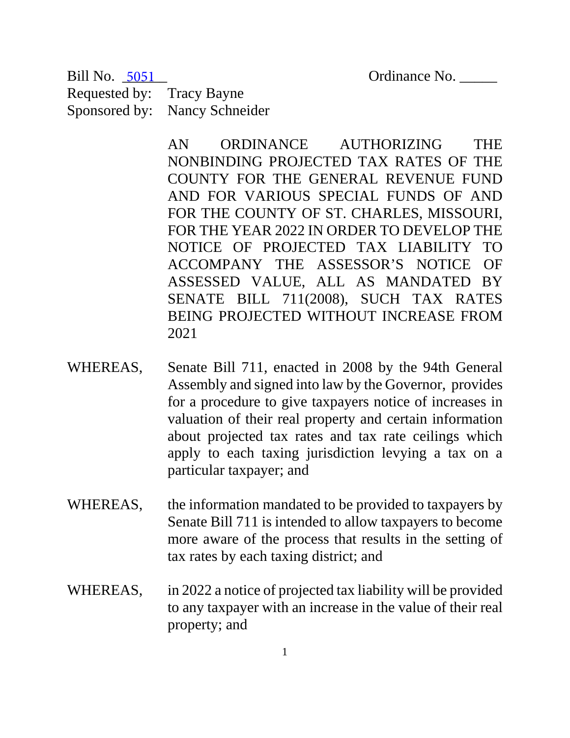Bill No. 5051    Ordinance No. _____

Requested by: Tracy Bayne

Sponsored by: Nancy Schneider

AN ORDINANCE AUTHORIZING THE NONBINDING PROJECTED TAX RATES OF THE COUNTY FOR THE GENERAL REVENUE FUND AND FOR VARIOUS SPECIAL FUNDS OF AND FOR THE COUNTY OF ST. CHARLES, MISSOURI, FOR THE YEAR 2022 IN ORDER TO DEVELOP THE NOTICE OF PROJECTED TAX LIABILITY TO ACCOMPANY THE ASSESSOR'S NOTICE OF ASSESSED VALUE, ALL AS MANDATED BY SENATE BILL 711(2008), SUCH TAX RATES BEING PROJECTED WITHOUT INCREASE FROM 2021

WHEREAS, Senate Bill 711, enacted in 2008 by the 94th General Assembly and signed into law by the Governor, provides for a procedure to give taxpayers notice of increases in valuation of their real property and certain information about projected tax rates and tax rate ceilings which apply to each taxing jurisdiction levying a tax on a particular taxpayer; and

WHEREAS, the information mandated to be provided to taxpayers by Senate Bill 711 is intended to allow taxpayers to become more aware of the process that results in the setting of tax rates by each taxing district; and

WHEREAS, in 2022 a notice of projected tax liability will be provided to any taxpayer with an increase in the value of their real property; and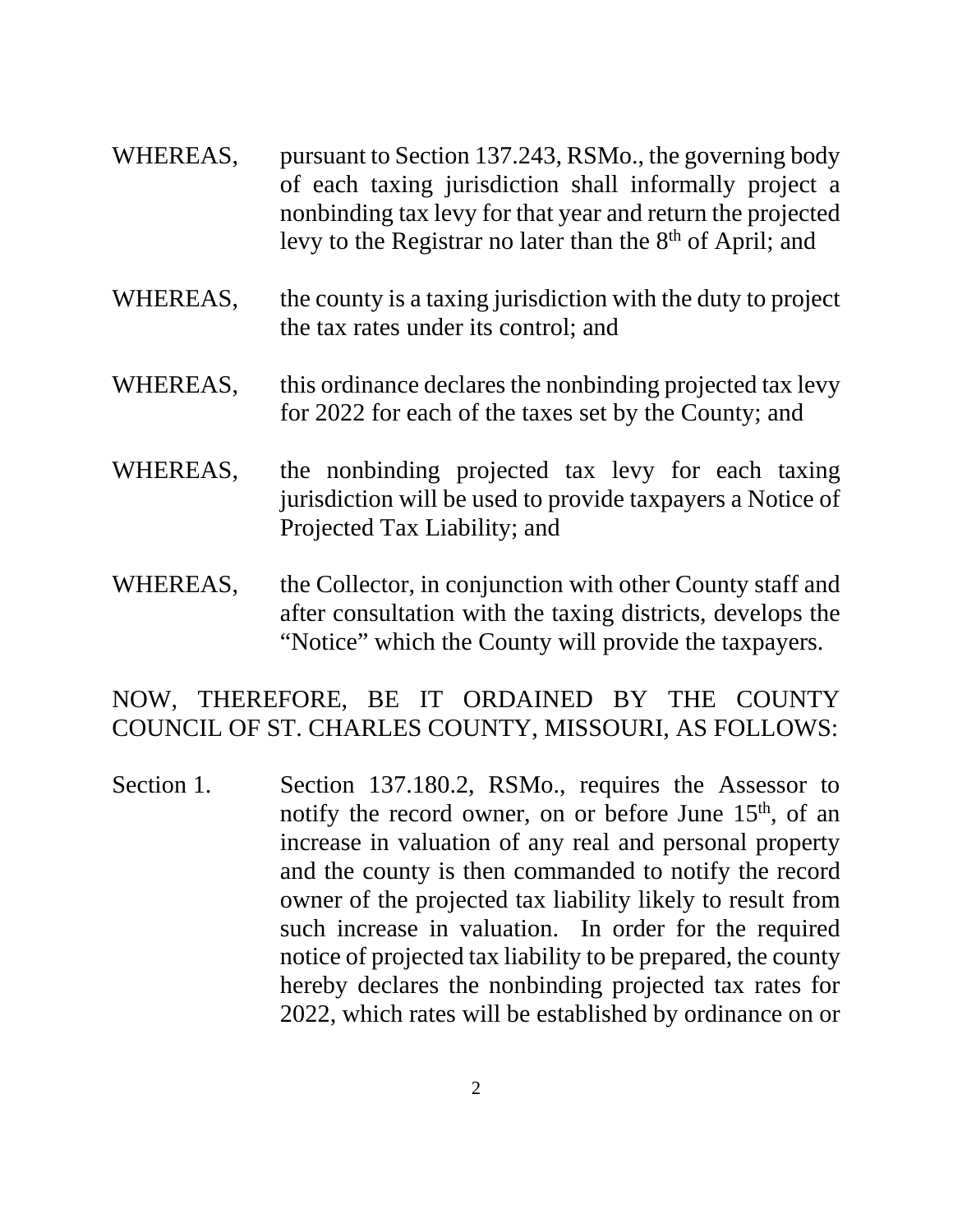WHEREAS, pursuant to Section 137.243, RSMo., the governing body of each taxing jurisdiction shall informally project a nonbinding tax levy for that year and return the projected levy to the Registrar no later than the 8th of April; and

WHEREAS, the county is a taxing jurisdiction with the duty to project the tax rates under its control; and

WHEREAS, this ordinance declares the nonbinding projected tax levy for 2022 for each of the taxes set by the County; and

WHEREAS, the nonbinding projected tax levy for each taxing jurisdiction will be used to provide taxpayers a Notice of Projected Tax Liability; and

WHEREAS, the Collector, in conjunction with other County staff and after consultation with the taxing districts, develops the "Notice" which the County will provide the taxpayers.

NOW, THEREFORE, BE IT ORDAINED BY THE COUNTY COUNCIL OF ST. CHARLES COUNTY, MISSOURI, AS FOLLOWS:

Section 1. Section 137.180.2, RSMo., requires the Assessor to notify the record owner, on or before June 15th, of an increase in valuation of any real and personal property and the county is then commanded to notify the record owner of the projected tax liability likely to result from such increase in valuation. In order for the required notice of projected tax liability to be prepared, the county hereby declares the nonbinding projected tax rates for 2022, which rates will be established by ordinance on or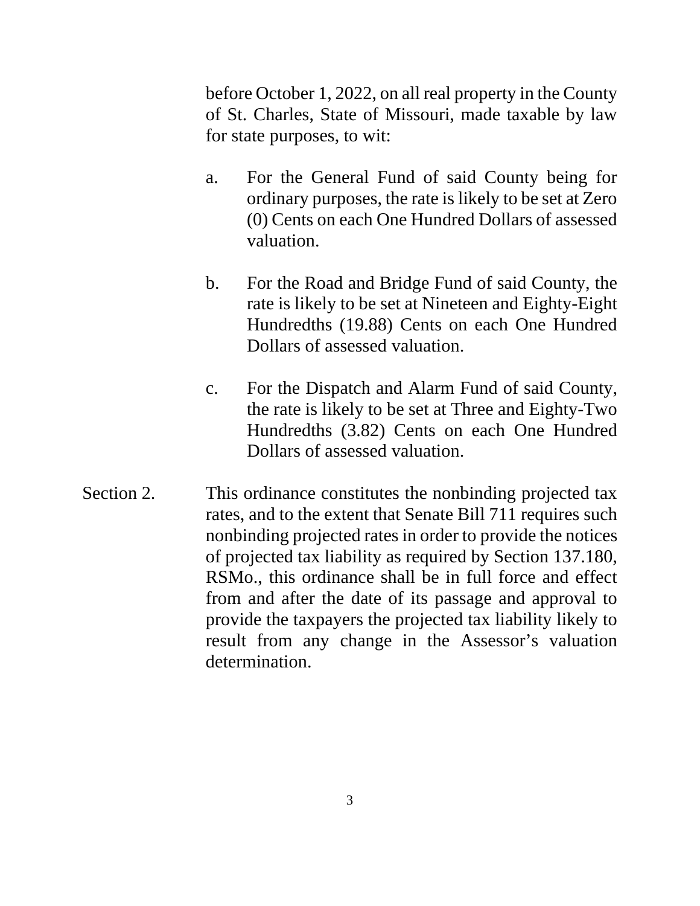before October 1, 2022, on all real property in the County of St. Charles, State of Missouri, made taxable by law for state purposes, to wit:

a. For the General Fund of said County being for ordinary purposes, the rate is likely to be set at Zero (0) Cents on each One Hundred Dollars of assessed valuation.

b. For the Road and Bridge Fund of said County, the rate is likely to be set at Nineteen and Eighty-Eight Hundredths (19.88) Cents on each One Hundred Dollars of assessed valuation.

c. For the Dispatch and Alarm Fund of said County, the rate is likely to be set at Three and Eighty-Two Hundredths (3.82) Cents on each One Hundred Dollars of assessed valuation.

Section 2. This ordinance constitutes the nonbinding projected tax rates, and to the extent that Senate Bill 711 requires such nonbinding projected rates in order to provide the notices of projected tax liability as required by Section 137.180, RSMo., this ordinance shall be in full force and effect from and after the date of its passage and approval to provide the taxpayers the projected tax liability likely to result from any change in the Assessor's valuation determination.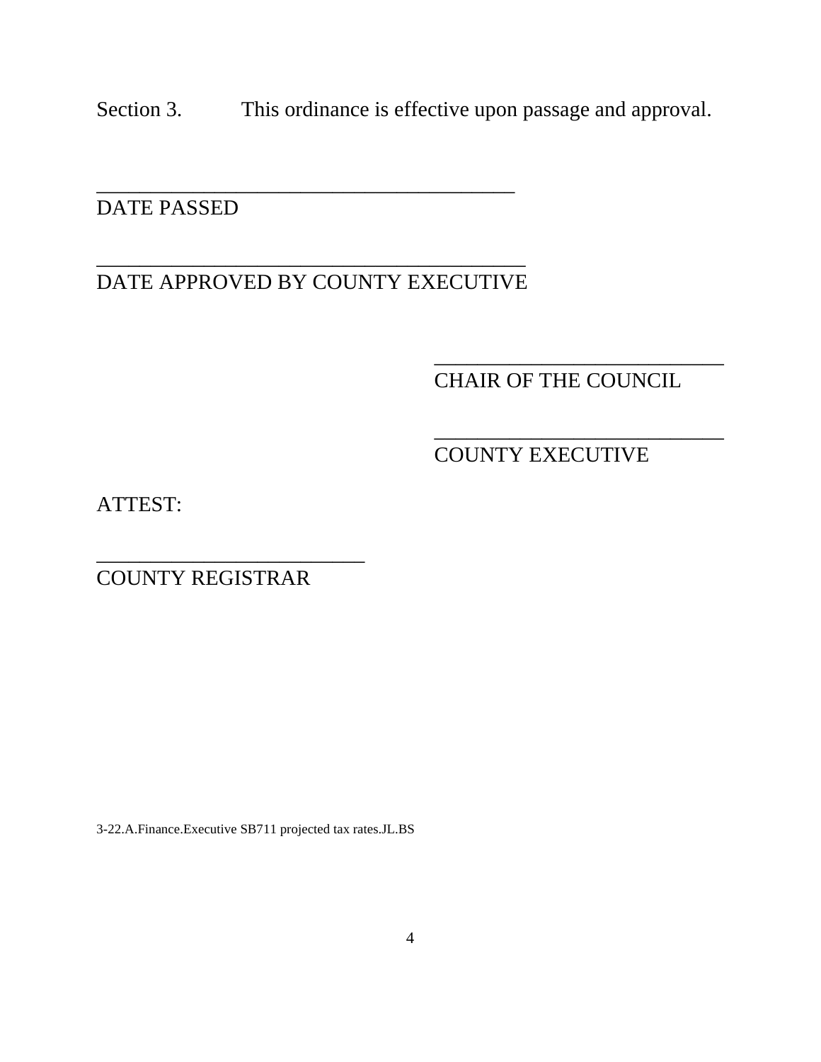Section 3. This ordinance is effective upon passage and approval.

\_\_\_\_\_\_\_\_\_\_\_\_\_\_\_\_\_\_\_\_\_\_\_\_\_\_\_\_\_\_\_\_\_\_\_\_\_\_\_\_

DATE PASSED

\_\_\_\_\_\_\_\_\_\_\_\_\_\_\_\_\_\_\_\_\_\_\_\_\_\_\_\_\_\_\_\_\_\_\_\_\_\_\_\_

DATE APPROVED BY COUNTY EXECUTIVE

\_\_\_\_\_\_\_\_\_\_\_\_\_\_\_\_\_\_\_\_\_\_\_\_\_\_\_\_

CHAIR OF THE COUNCIL

\_\_\_\_\_\_\_\_\_\_\_\_\_\_\_\_\_\_\_\_\_\_\_\_\_\_\_\_

COUNTY EXECUTIVE

ATTEST:

\_\_\_\_\_\_\_\_\_\_\_\_\_\_\_\_\_\_\_\_\_\_\_\_\_\_

COUNTY REGISTRAR

3-22.A.Finance.Executive SB711 projected tax rates.JL.BS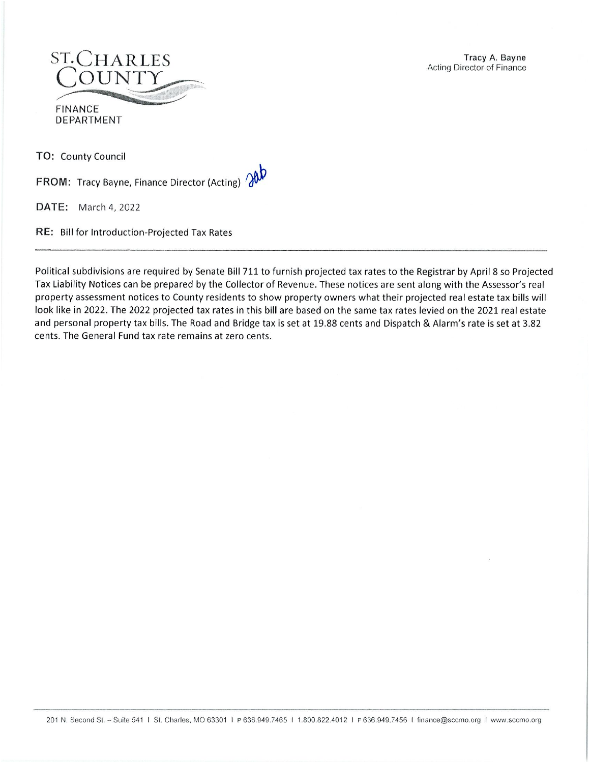ST. CHARLES COUNTY

FINANCE DEPARTMENT

Tracy A. Bayne
Acting Director of Finance

**TO:** County Council

**FROM:** Tracy Bayne, Finance Director (Acting) *tab*

**DATE:** March 4, 2022

**RE:** Bill for Introduction-Projected Tax Rates

---

Political subdivisions are required by Senate Bill 711 to furnish projected tax rates to the Registrar by April 8 so Projected Tax Liability Notices can be prepared by the Collector of Revenue. These notices are sent along with the Assessor's real property assessment notices to County residents to show property owners what their projected real estate tax bills will look like in 2022. The 2022 projected tax rates in this bill are based on the same tax rates levied on the 2021 real estate and personal property tax bills. The Road and Bridge tax is set at 19.88 cents and Dispatch & Alarm's rate is set at 3.82 cents. The General Fund tax rate remains at zero cents.

201 N. Second St. – Suite 541 | St. Charles, MO 63301 | P 636.949.7465 | 1.800.822.4012 | F 636.949.7456 | finance@sccmo.org | www.sccmo.org